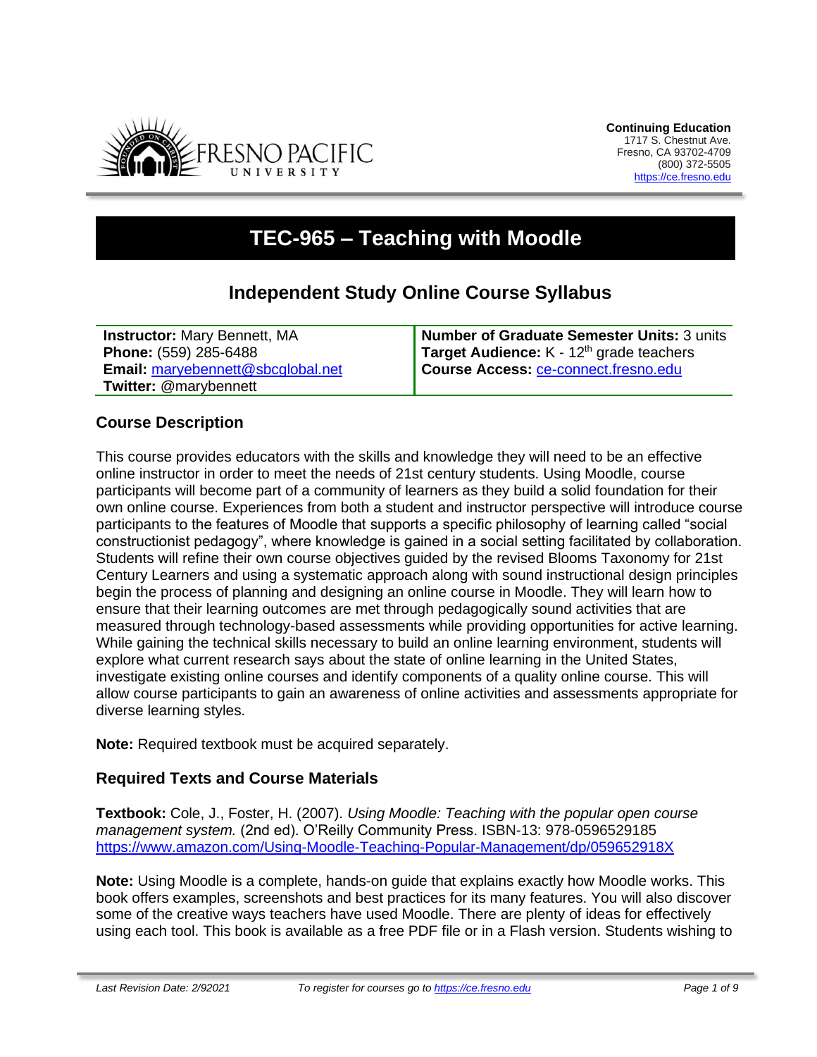**Continuing Education**
1717 S. Chestnut Ave.
Fresno, CA 93702-4709
(800) 372-5505
https://ce.fresno.edu

# TEC-965 – Teaching with Moodle

## Independent Study Online Course Syllabus

| | |
|---|---|
| **Instructor:** Mary Bennett, MA<br>**Phone:** (559) 285-6488<br>**Email:** maryebennett@sbcglobal.net<br>**Twitter:** @marybennett | **Number of Graduate Semester Units:** 3 units<br>**Target Audience:** K - 12th grade teachers<br>**Course Access:** ce-connect.fresno.edu |

### Course Description

This course provides educators with the skills and knowledge they will need to be an effective online instructor in order to meet the needs of 21st century students. Using Moodle, course participants will become part of a community of learners as they build a solid foundation for their own online course. Experiences from both a student and instructor perspective will introduce course participants to the features of Moodle that supports a specific philosophy of learning called "social constructionist pedagogy", where knowledge is gained in a social setting facilitated by collaboration. Students will refine their own course objectives guided by the revised Blooms Taxonomy for 21st Century Learners and using a systematic approach along with sound instructional design principles begin the process of planning and designing an online course in Moodle. They will learn how to ensure that their learning outcomes are met through pedagogically sound activities that are measured through technology-based assessments while providing opportunities for active learning. While gaining the technical skills necessary to build an online learning environment, students will explore what current research says about the state of online learning in the United States, investigate existing online courses and identify components of a quality online course. This will allow course participants to gain an awareness of online activities and assessments appropriate for diverse learning styles.

**Note:** Required textbook must be acquired separately.

### Required Texts and Course Materials

**Textbook:** Cole, J., Foster, H. (2007). *Using Moodle: Teaching with the popular open course management system.* (2nd ed). O'Reilly Community Press. ISBN-13: 978-0596529185 https://www.amazon.com/Using-Moodle-Teaching-Popular-Management/dp/059652918X

**Note:** Using Moodle is a complete, hands-on guide that explains exactly how Moodle works. This book offers examples, screenshots and best practices for its many features. You will also discover some of the creative ways teachers have used Moodle. There are plenty of ideas for effectively using each tool. This book is available as a free PDF file or in a Flash version. Students wishing to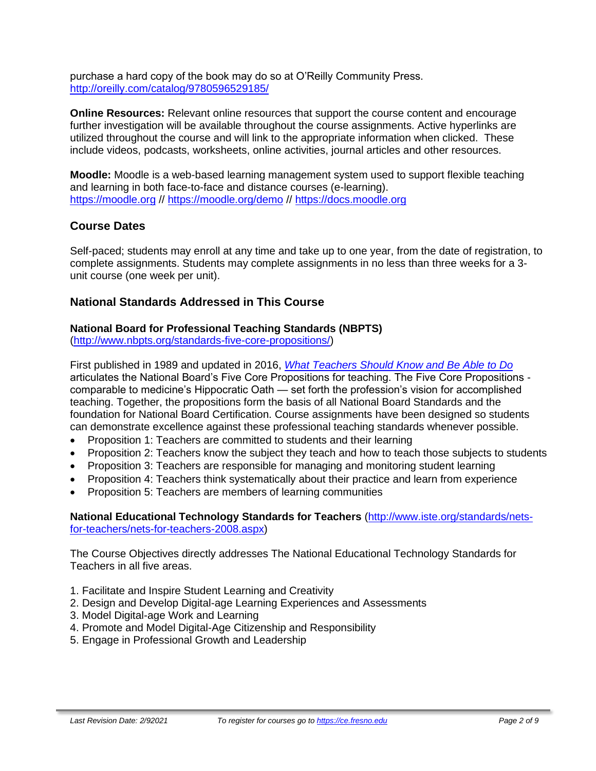purchase a hard copy of the book may do so at O'Reilly Community Press. http://oreilly.com/catalog/9780596529185/

**Online Resources:** Relevant online resources that support the course content and encourage further investigation will be available throughout the course assignments. Active hyperlinks are utilized throughout the course and will link to the appropriate information when clicked. These include videos, podcasts, worksheets, online activities, journal articles and other resources.

**Moodle:** Moodle is a web-based learning management system used to support flexible teaching and learning in both face-to-face and distance courses (e-learning). https://moodle.org // https://moodle.org/demo // https://docs.moodle.org

## Course Dates

Self-paced; students may enroll at any time and take up to one year, from the date of registration, to complete assignments. Students may complete assignments in no less than three weeks for a 3-unit course (one week per unit).

## National Standards Addressed in This Course

**National Board for Professional Teaching Standards (NBPTS)**
(http://www.nbpts.org/standards-five-core-propositions/)

First published in 1989 and updated in 2016, *What Teachers Should Know and Be Able to Do* articulates the National Board's Five Core Propositions for teaching. The Five Core Propositions - comparable to medicine's Hippocratic Oath — set forth the profession's vision for accomplished teaching. Together, the propositions form the basis of all National Board Standards and the foundation for National Board Certification. Course assignments have been designed so students can demonstrate excellence against these professional teaching standards whenever possible.

- Proposition 1: Teachers are committed to students and their learning
- Proposition 2: Teachers know the subject they teach and how to teach those subjects to students
- Proposition 3: Teachers are responsible for managing and monitoring student learning
- Proposition 4: Teachers think systematically about their practice and learn from experience
- Proposition 5: Teachers are members of learning communities

**National Educational Technology Standards for Teachers** (http://www.iste.org/standards/nets-for-teachers/nets-for-teachers-2008.aspx)

The Course Objectives directly addresses The National Educational Technology Standards for Teachers in all five areas.

1. Facilitate and Inspire Student Learning and Creativity
2. Design and Develop Digital-age Learning Experiences and Assessments
3. Model Digital-age Work and Learning
4. Promote and Model Digital-Age Citizenship and Responsibility
5. Engage in Professional Growth and Leadership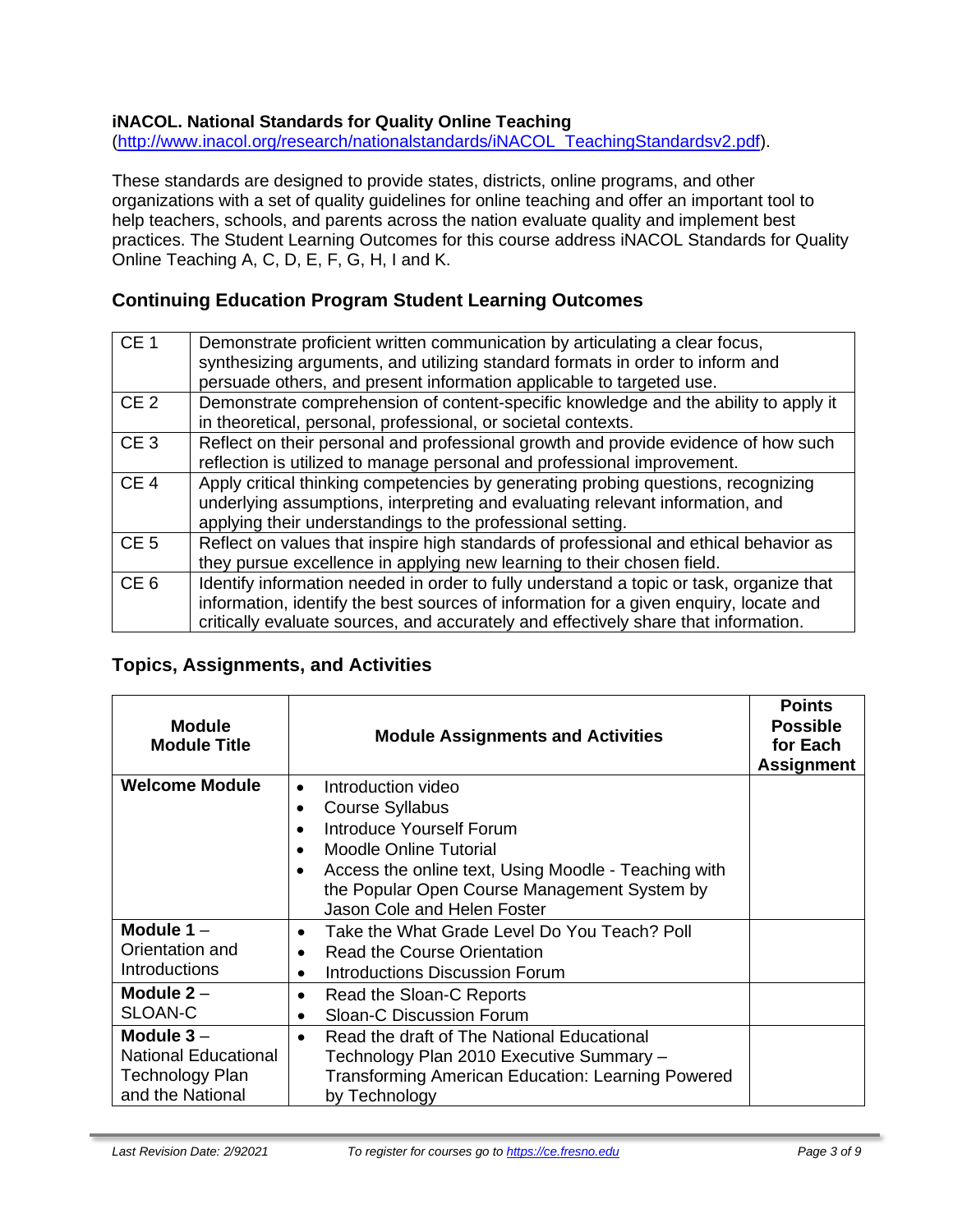**iNACOL. National Standards for Quality Online Teaching** (http://www.inacol.org/research/nationalstandards/iNACOL_TeachingStandardsv2.pdf).

These standards are designed to provide states, districts, online programs, and other organizations with a set of quality guidelines for online teaching and offer an important tool to help teachers, schools, and parents across the nation evaluate quality and implement best practices. The Student Learning Outcomes for this course address iNACOL Standards for Quality Online Teaching A, C, D, E, F, G, H, I and K.

## Continuing Education Program Student Learning Outcomes

| | |
|---|---|
| CE 1 | Demonstrate proficient written communication by articulating a clear focus, synthesizing arguments, and utilizing standard formats in order to inform and persuade others, and present information applicable to targeted use. |
| CE 2 | Demonstrate comprehension of content-specific knowledge and the ability to apply it in theoretical, personal, professional, or societal contexts. |
| CE 3 | Reflect on their personal and professional growth and provide evidence of how such reflection is utilized to manage personal and professional improvement. |
| CE 4 | Apply critical thinking competencies by generating probing questions, recognizing underlying assumptions, interpreting and evaluating relevant information, and applying their understandings to the professional setting. |
| CE 5 | Reflect on values that inspire high standards of professional and ethical behavior as they pursue excellence in applying new learning to their chosen field. |
| CE 6 | Identify information needed in order to fully understand a topic or task, organize that information, identify the best sources of information for a given enquiry, locate and critically evaluate sources, and accurately and effectively share that information. |

## Topics, Assignments, and Activities

| Module<br>Module Title | Module Assignments and Activities | Points Possible for Each Assignment |
|---|---|---|
| **Welcome Module** | • Introduction video<br>• Course Syllabus<br>• Introduce Yourself Forum<br>• Moodle Online Tutorial<br>• Access the online text, Using Moodle - Teaching with the Popular Open Course Management System by Jason Cole and Helen Foster | |
| **Module 1** – Orientation and Introductions | • Take the What Grade Level Do You Teach? Poll<br>• Read the Course Orientation<br>• Introductions Discussion Forum | |
| **Module 2** – SLOAN-C | • Read the Sloan-C Reports<br>• Sloan-C Discussion Forum | |
| **Module 3** – National Educational Technology Plan and the National | • Read the draft of The National Educational Technology Plan 2010 Executive Summary – Transforming American Education: Learning Powered by Technology | |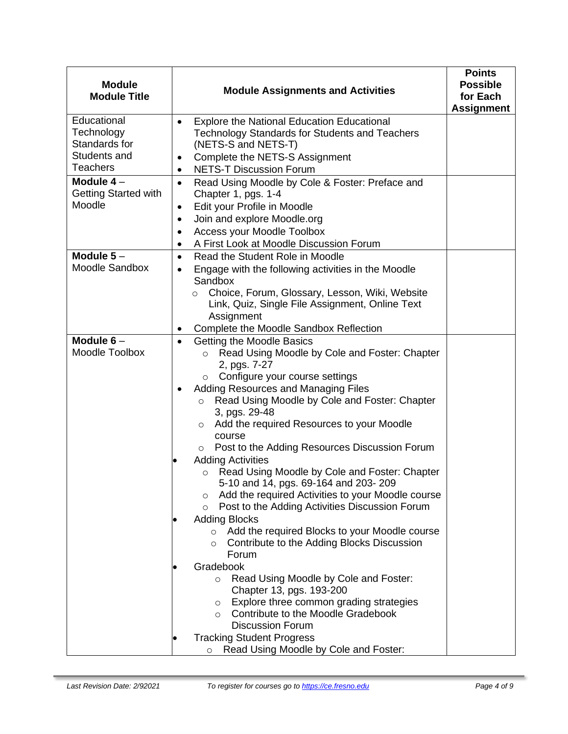| Module<br>Module Title | Module Assignments and Activities | Points Possible for Each Assignment |
|---|---|---|
| Educational Technology Standards for Students and Teachers | • Explore the National Education Educational Technology Standards for Students and Teachers (NETS-S and NETS-T)<br>• Complete the NETS-S Assignment<br>• NETS-T Discussion Forum | |
| **Module 4** – Getting Started with Moodle | • Read Using Moodle by Cole & Foster: Preface and Chapter 1, pgs. 1-4<br>• Edit your Profile in Moodle<br>• Join and explore Moodle.org<br>• Access your Moodle Toolbox<br>• A First Look at Moodle Discussion Forum | |
| **Module 5** – Moodle Sandbox | • Read the Student Role in Moodle<br>• Engage with the following activities in the Moodle Sandbox<br>  ○ Choice, Forum, Glossary, Lesson, Wiki, Website Link, Quiz, Single File Assignment, Online Text Assignment<br>• Complete the Moodle Sandbox Reflection | |
| **Module 6** – Moodle Toolbox | • Getting the Moodle Basics<br>  ○ Read Using Moodle by Cole and Foster: Chapter 2, pgs. 7-27<br>  ○ Configure your course settings<br>• Adding Resources and Managing Files<br>  ○ Read Using Moodle by Cole and Foster: Chapter 3, pgs. 29-48<br>  ○ Add the required Resources to your Moodle course<br>  ○ Post to the Adding Resources Discussion Forum<br>• Adding Activities<br>  ○ Read Using Moodle by Cole and Foster: Chapter 5-10 and 14, pgs. 69-164 and 203- 209<br>  ○ Add the required Activities to your Moodle course<br>  ○ Post to the Adding Activities Discussion Forum<br>• Adding Blocks<br>  ○ Add the required Blocks to your Moodle course<br>  ○ Contribute to the Adding Blocks Discussion Forum<br>• Gradebook<br>  ○ Read Using Moodle by Cole and Foster: Chapter 13, pgs. 193-200<br>  ○ Explore three common grading strategies<br>  ○ Contribute to the Moodle Gradebook Discussion Forum<br>• Tracking Student Progress<br>  ○ Read Using Moodle by Cole and Foster: | |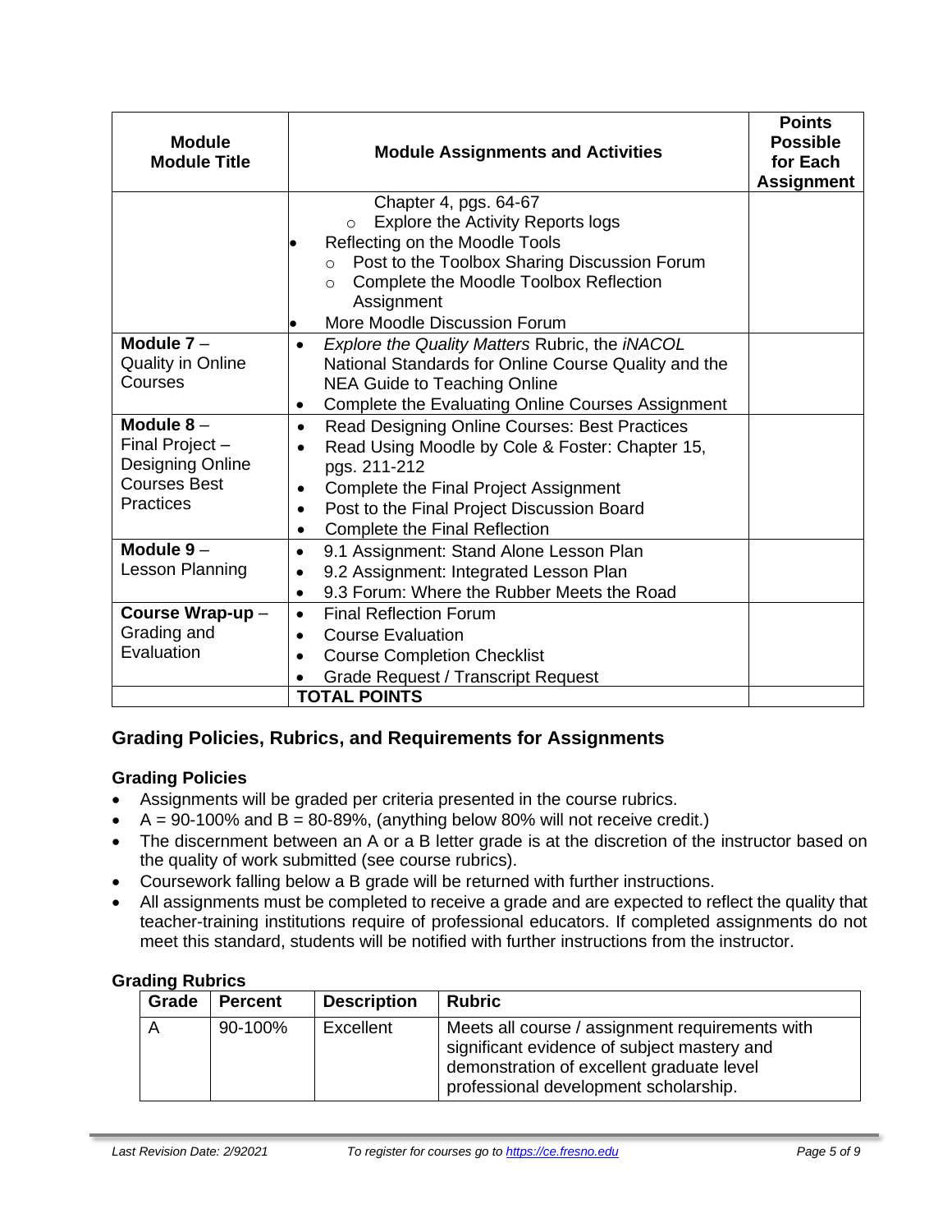| Module<br>Module Title | Module Assignments and Activities | Points Possible for Each Assignment |
|---|---|---|
| | Chapter 4, pgs. 64-67<br>◦ Explore the Activity Reports logs<br>• Reflecting on the Moodle Tools<br>◦ Post to the Toolbox Sharing Discussion Forum<br>◦ Complete the Moodle Toolbox Reflection Assignment<br>• More Moodle Discussion Forum | |
| **Module 7** – Quality in Online Courses | • *Explore the Quality Matters* Rubric, the *iNACOL* National Standards for Online Course Quality and the NEA Guide to Teaching Online<br>• Complete the Evaluating Online Courses Assignment | |
| **Module 8** – Final Project – Designing Online Courses Best Practices | • Read Designing Online Courses: Best Practices<br>• Read Using Moodle by Cole & Foster: Chapter 15, pgs. 211-212<br>• Complete the Final Project Assignment<br>• Post to the Final Project Discussion Board<br>• Complete the Final Reflection | |
| **Module 9** – Lesson Planning | • 9.1 Assignment: Stand Alone Lesson Plan<br>• 9.2 Assignment: Integrated Lesson Plan<br>• 9.3 Forum: Where the Rubber Meets the Road | |
| **Course Wrap-up** – Grading and Evaluation | • Final Reflection Forum<br>• Course Evaluation<br>• Course Completion Checklist<br>• Grade Request / Transcript Request | |
| | **TOTAL POINTS** | |

## Grading Policies, Rubrics, and Requirements for Assignments

### Grading Policies

- Assignments will be graded per criteria presented in the course rubrics.
- A = 90-100% and B = 80-89%, (anything below 80% will not receive credit.)
- The discernment between an A or a B letter grade is at the discretion of the instructor based on the quality of work submitted (see course rubrics).
- Coursework falling below a B grade will be returned with further instructions.
- All assignments must be completed to receive a grade and are expected to reflect the quality that teacher-training institutions require of professional educators. If completed assignments do not meet this standard, students will be notified with further instructions from the instructor.

### Grading Rubrics

| Grade | Percent | Description | Rubric |
|---|---|---|---|
| A | 90-100% | Excellent | Meets all course / assignment requirements with significant evidence of subject mastery and demonstration of excellent graduate level professional development scholarship. |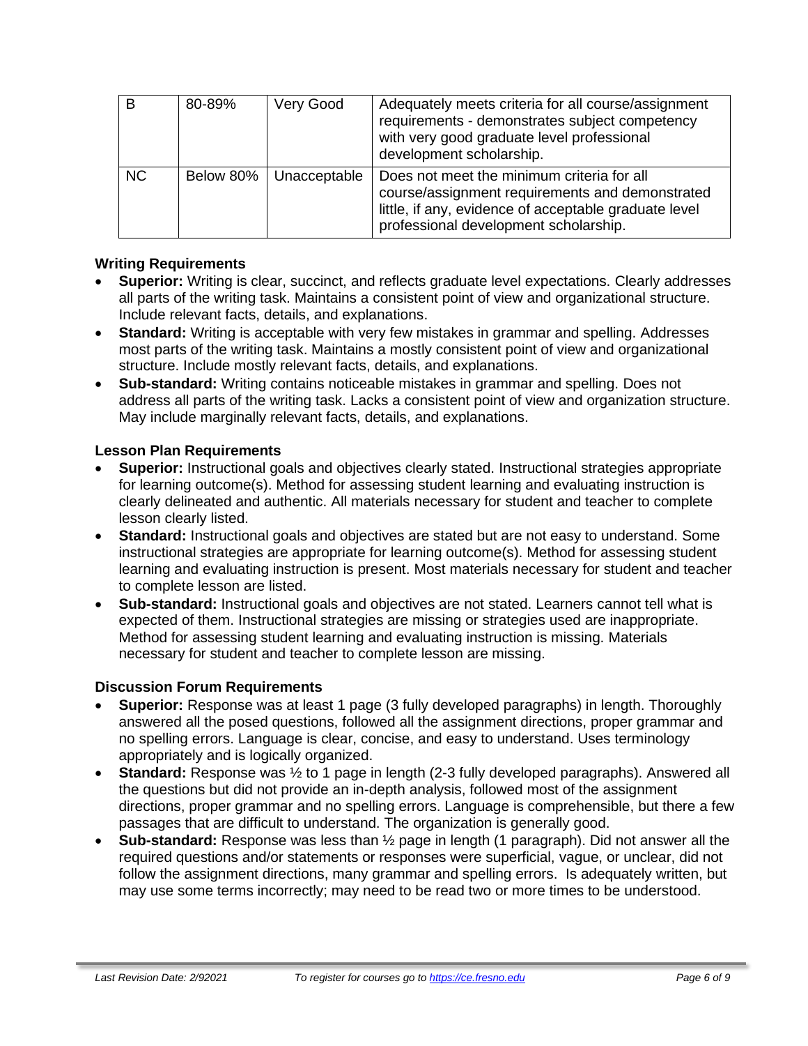| B | 80-89% | Very Good | Adequately meets criteria for all course/assignment requirements - demonstrates subject competency with very good graduate level professional development scholarship. |
|---|---|---|---|
| NC | Below 80% | Unacceptable | Does not meet the minimum criteria for all course/assignment requirements and demonstrated little, if any, evidence of acceptable graduate level professional development scholarship. |

### Writing Requirements

- **Superior:** Writing is clear, succinct, and reflects graduate level expectations. Clearly addresses all parts of the writing task. Maintains a consistent point of view and organizational structure. Include relevant facts, details, and explanations.
- **Standard:** Writing is acceptable with very few mistakes in grammar and spelling. Addresses most parts of the writing task. Maintains a mostly consistent point of view and organizational structure. Include mostly relevant facts, details, and explanations.
- **Sub-standard:** Writing contains noticeable mistakes in grammar and spelling. Does not address all parts of the writing task. Lacks a consistent point of view and organization structure. May include marginally relevant facts, details, and explanations.

### Lesson Plan Requirements

- **Superior:** Instructional goals and objectives clearly stated. Instructional strategies appropriate for learning outcome(s). Method for assessing student learning and evaluating instruction is clearly delineated and authentic. All materials necessary for student and teacher to complete lesson clearly listed.
- **Standard:** Instructional goals and objectives are stated but are not easy to understand. Some instructional strategies are appropriate for learning outcome(s). Method for assessing student learning and evaluating instruction is present. Most materials necessary for student and teacher to complete lesson are listed.
- **Sub-standard:** Instructional goals and objectives are not stated. Learners cannot tell what is expected of them. Instructional strategies are missing or strategies used are inappropriate. Method for assessing student learning and evaluating instruction is missing. Materials necessary for student and teacher to complete lesson are missing.

### Discussion Forum Requirements

- **Superior:** Response was at least 1 page (3 fully developed paragraphs) in length. Thoroughly answered all the posed questions, followed all the assignment directions, proper grammar and no spelling errors. Language is clear, concise, and easy to understand. Uses terminology appropriately and is logically organized.
- **Standard:** Response was ½ to 1 page in length (2-3 fully developed paragraphs). Answered all the questions but did not provide an in-depth analysis, followed most of the assignment directions, proper grammar and no spelling errors. Language is comprehensible, but there a few passages that are difficult to understand. The organization is generally good.
- **Sub-standard:** Response was less than ½ page in length (1 paragraph). Did not answer all the required questions and/or statements or responses were superficial, vague, or unclear, did not follow the assignment directions, many grammar and spelling errors. Is adequately written, but may use some terms incorrectly; may need to be read two or more times to be understood.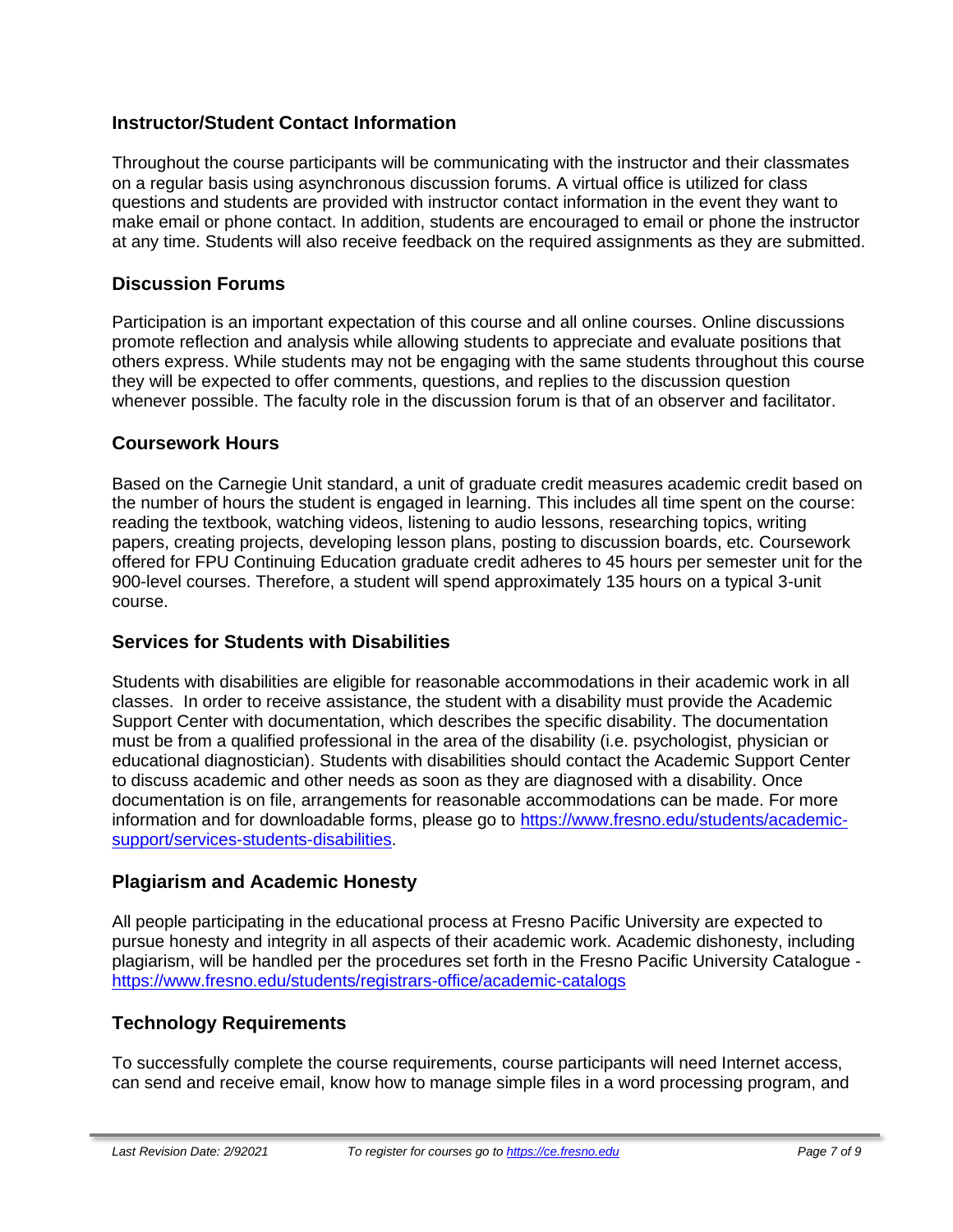## Instructor/Student Contact Information

Throughout the course participants will be communicating with the instructor and their classmates on a regular basis using asynchronous discussion forums. A virtual office is utilized for class questions and students are provided with instructor contact information in the event they want to make email or phone contact. In addition, students are encouraged to email or phone the instructor at any time. Students will also receive feedback on the required assignments as they are submitted.

## Discussion Forums

Participation is an important expectation of this course and all online courses. Online discussions promote reflection and analysis while allowing students to appreciate and evaluate positions that others express. While students may not be engaging with the same students throughout this course they will be expected to offer comments, questions, and replies to the discussion question whenever possible. The faculty role in the discussion forum is that of an observer and facilitator.

## Coursework Hours

Based on the Carnegie Unit standard, a unit of graduate credit measures academic credit based on the number of hours the student is engaged in learning. This includes all time spent on the course: reading the textbook, watching videos, listening to audio lessons, researching topics, writing papers, creating projects, developing lesson plans, posting to discussion boards, etc. Coursework offered for FPU Continuing Education graduate credit adheres to 45 hours per semester unit for the 900-level courses. Therefore, a student will spend approximately 135 hours on a typical 3-unit course.

## Services for Students with Disabilities

Students with disabilities are eligible for reasonable accommodations in their academic work in all classes. In order to receive assistance, the student with a disability must provide the Academic Support Center with documentation, which describes the specific disability. The documentation must be from a qualified professional in the area of the disability (i.e. psychologist, physician or educational diagnostician). Students with disabilities should contact the Academic Support Center to discuss academic and other needs as soon as they are diagnosed with a disability. Once documentation is on file, arrangements for reasonable accommodations can be made. For more information and for downloadable forms, please go to [https://www.fresno.edu/students/academic-support/services-students-disabilities](https://www.fresno.edu/students/academic-support/services-students-disabilities).

## Plagiarism and Academic Honesty

All people participating in the educational process at Fresno Pacific University are expected to pursue honesty and integrity in all aspects of their academic work. Academic dishonesty, including plagiarism, will be handled per the procedures set forth in the Fresno Pacific University Catalogue - [https://www.fresno.edu/students/registrars-office/academic-catalogs](https://www.fresno.edu/students/registrars-office/academic-catalogs)

## Technology Requirements

To successfully complete the course requirements, course participants will need Internet access, can send and receive email, know how to manage simple files in a word processing program, and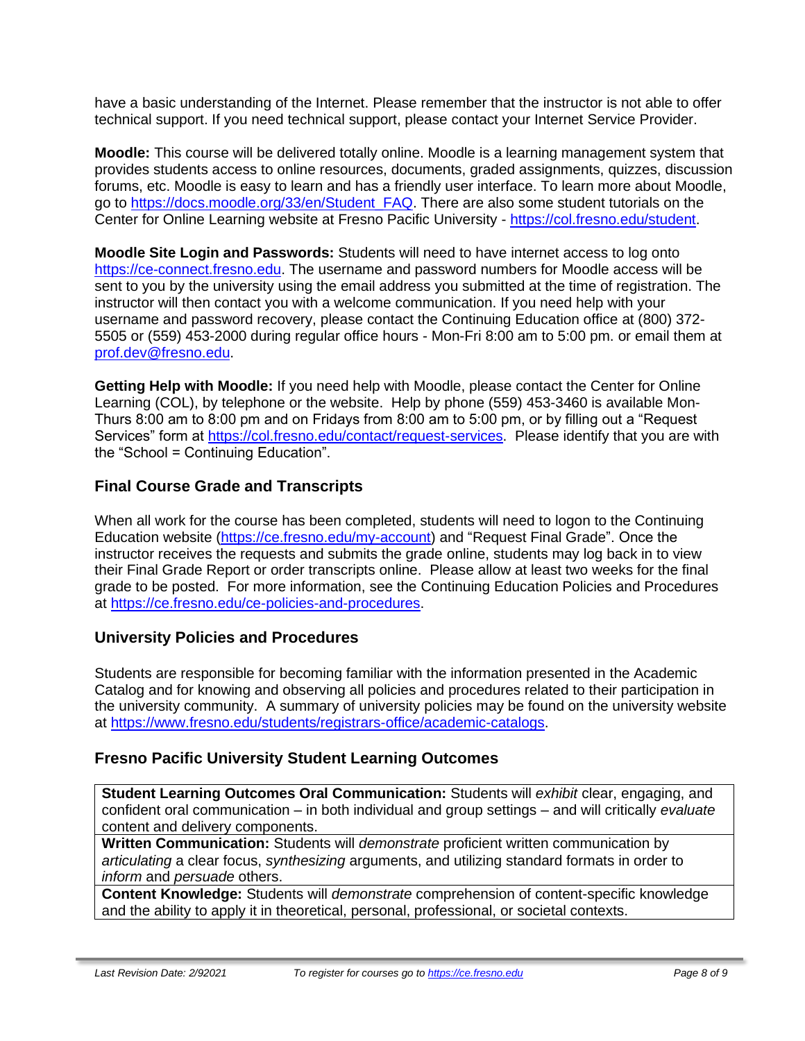have a basic understanding of the Internet. Please remember that the instructor is not able to offer technical support. If you need technical support, please contact your Internet Service Provider.

**Moodle:** This course will be delivered totally online. Moodle is a learning management system that provides students access to online resources, documents, graded assignments, quizzes, discussion forums, etc. Moodle is easy to learn and has a friendly user interface. To learn more about Moodle, go to https://docs.moodle.org/33/en/Student_FAQ. There are also some student tutorials on the Center for Online Learning website at Fresno Pacific University - https://col.fresno.edu/student.

**Moodle Site Login and Passwords:** Students will need to have internet access to log onto https://ce-connect.fresno.edu. The username and password numbers for Moodle access will be sent to you by the university using the email address you submitted at the time of registration. The instructor will then contact you with a welcome communication. If you need help with your username and password recovery, please contact the Continuing Education office at (800) 372-5505 or (559) 453-2000 during regular office hours - Mon-Fri 8:00 am to 5:00 pm. or email them at prof.dev@fresno.edu.

**Getting Help with Moodle:** If you need help with Moodle, please contact the Center for Online Learning (COL), by telephone or the website. Help by phone (559) 453-3460 is available Mon-Thurs 8:00 am to 8:00 pm and on Fridays from 8:00 am to 5:00 pm, or by filling out a "Request Services" form at https://col.fresno.edu/contact/request-services. Please identify that you are with the "School = Continuing Education".

## Final Course Grade and Transcripts

When all work for the course has been completed, students will need to logon to the Continuing Education website (https://ce.fresno.edu/my-account) and "Request Final Grade". Once the instructor receives the requests and submits the grade online, students may log back in to view their Final Grade Report or order transcripts online. Please allow at least two weeks for the final grade to be posted. For more information, see the Continuing Education Policies and Procedures at https://ce.fresno.edu/ce-policies-and-procedures.

## University Policies and Procedures

Students are responsible for becoming familiar with the information presented in the Academic Catalog and for knowing and observing all policies and procedures related to their participation in the university community. A summary of university policies may be found on the university website at https://www.fresno.edu/students/registrars-office/academic-catalogs.

## Fresno Pacific University Student Learning Outcomes

| |
|---|
| **Student Learning Outcomes Oral Communication:** Students will *exhibit* clear, engaging, and confident oral communication – in both individual and group settings – and will critically *evaluate* content and delivery components. |
| **Written Communication:** Students will *demonstrate* proficient written communication by *articulating* a clear focus, *synthesizing* arguments, and utilizing standard formats in order to *inform* and *persuade* others. |
| **Content Knowledge:** Students will *demonstrate* comprehension of content-specific knowledge and the ability to apply it in theoretical, personal, professional, or societal contexts. |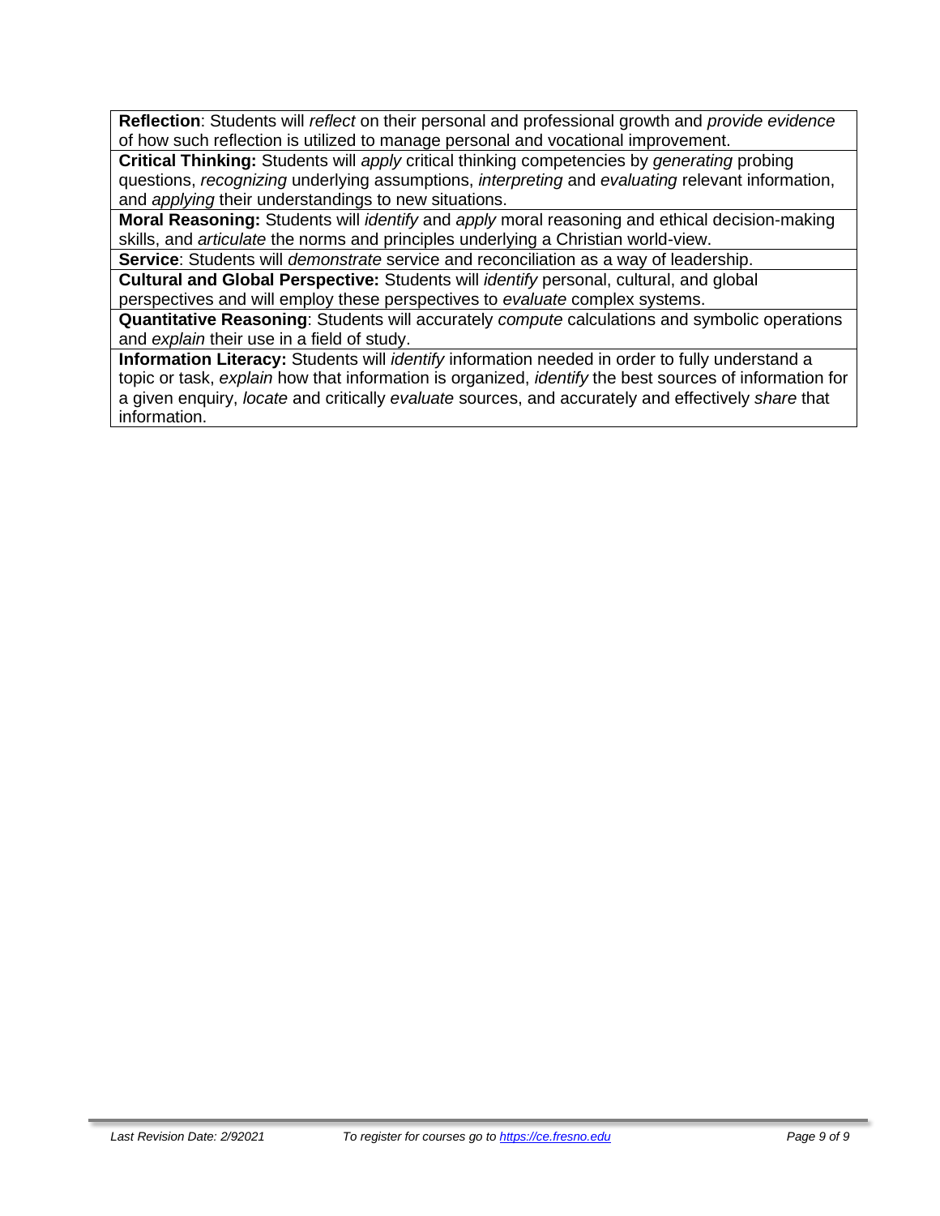| |
|---|
| **Reflection**: Students will *reflect* on their personal and professional growth and *provide evidence* of how such reflection is utilized to manage personal and vocational improvement. |
| **Critical Thinking:** Students will *apply* critical thinking competencies by *generating* probing questions, *recognizing* underlying assumptions, *interpreting* and *evaluating* relevant information, and *applying* their understandings to new situations. |
| **Moral Reasoning:** Students will *identify* and *apply* moral reasoning and ethical decision-making skills, and *articulate* the norms and principles underlying a Christian world-view. |
| **Service**: Students will *demonstrate* service and reconciliation as a way of leadership. |
| **Cultural and Global Perspective:** Students will *identify* personal, cultural, and global perspectives and will employ these perspectives to *evaluate* complex systems. |
| **Quantitative Reasoning**: Students will accurately *compute* calculations and symbolic operations and *explain* their use in a field of study. |
| **Information Literacy:** Students will *identify* information needed in order to fully understand a topic or task, *explain* how that information is organized, *identify* the best sources of information for a given enquiry, *locate* and critically *evaluate* sources, and accurately and effectively *share* that information. |